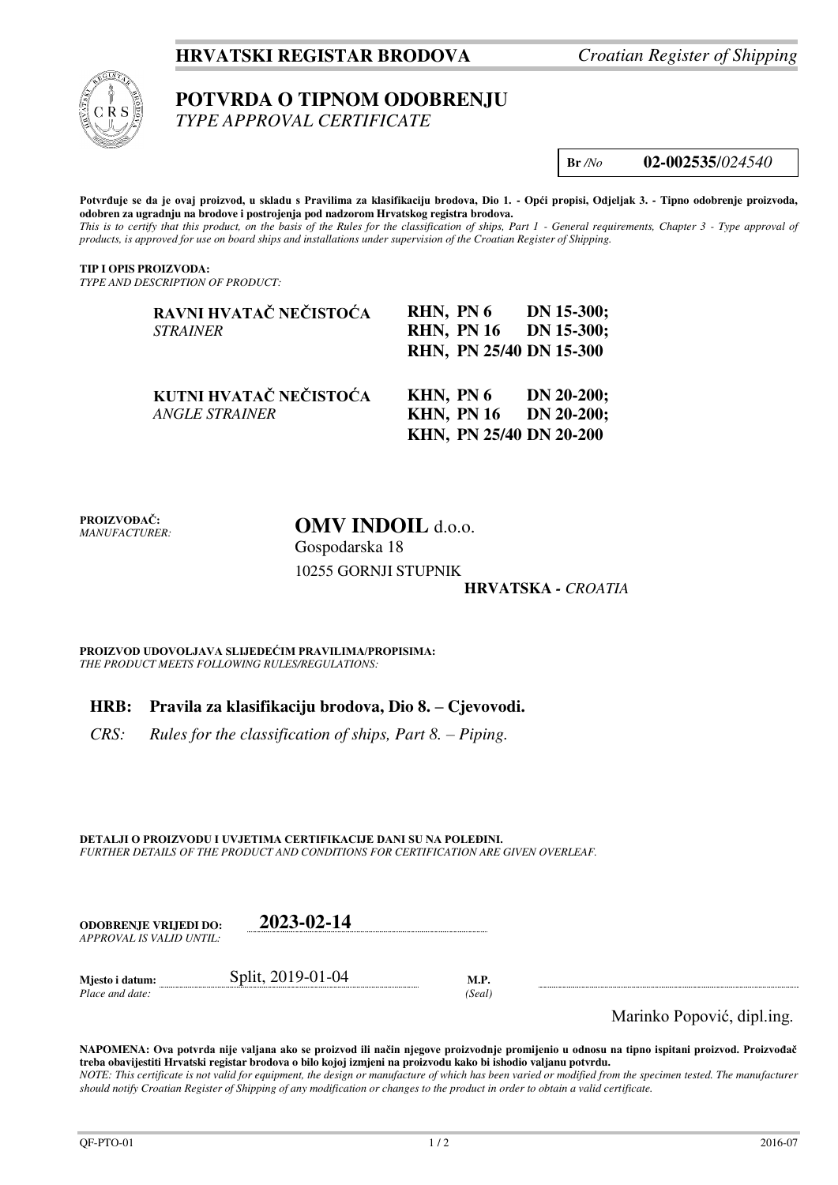**HRVATSKI REGISTAR BRODOVA** *Croatian Register of Shipping*

# POTVRDA O TIPNOM ODOBRENJU
*TYPE APPROVAL CERTIFICATE*

**Br** */No* **02-002535/***024540*

**Potvrđuje se da je ovaj proizvod, u skladu s Pravilima za klasifikaciju brodova, Dio 1. - Opći propisi, Odjeljak 3. - Tipno odobrenje proizvoda, odobren za ugradnju na brodove i postrojenja pod nadzorom Hrvatskog registra brodova.**
*This is to certify that this product, on the basis of the Rules for the classification of ships, Part 1 - General requirements, Chapter 3 - Type approval of products, is approved for use on board ships and installations under supervision of the Croatian Register of Shipping.*

**TIP I OPIS PROIZVODA:**
*TYPE AND DESCRIPTION OF PRODUCT:*

| | |
|---|---|
| **RAVNI HVATAČ NEČISTOĆA** *STRAINER* | **RHN, PN 6 DN 15-300;** **RHN, PN 16 DN 15-300;** **RHN, PN 25/40 DN 15-300** |
| **KUTNI HVATAČ NEČISTOĆA** *ANGLE STRAINER* | **KHN, PN 6 DN 20-200;** **KHN, PN 16 DN 20-200;** **KHN, PN 25/40 DN 20-200** |

**PROIZVOĐAČ:**
*MANUFACTURER:*

**OMV INDOIL** d.o.o.
Gospodarska 18
10255 GORNJI STUPNIK
**HRVATSKA -** *CROATIA*

**PROIZVOD UDOVOLJAVA SLIJEDEĆIM PRAVILIMA/PROPISIMA:**
*THE PRODUCT MEETS FOLLOWING RULES/REGULATIONS:*

**HRB: Pravila za klasifikaciju brodova, Dio 8. – Cjevovodi.**

*CRS: Rules for the classification of ships, Part 8. – Piping.*

**DETALJI O PROIZVODU I UVJETIMA CERTIFIKACIJE DANI SU NA POLEĐINI.**
*FURTHER DETAILS OF THE PRODUCT AND CONDITIONS FOR CERTIFICATION ARE GIVEN OVERLEAF.*

**ODOBRENJE VRIJEDI DO:** *APPROVAL IS VALID UNTIL:* **2023-02-14**

**Mjesto i datum:** *Place and date:* Split, 2019-01-04

**M.P.** *(Seal)*

Marinko Popović, dipl.ing.

**NAPOMENA: Ova potvrda nije valjana ako se proizvod ili način njegove proizvodnje promijenio u odnosu na tipno ispitani proizvod. Proizvođač treba obavijestiti Hrvatski registar brodova o bilo kojoj izmjeni na proizvodu kako bi ishodio valjanu potvrdu.**
*NOTE: This certificate is not valid for equipment, the design or manufacture of which has been varied or modified from the specimen tested. The manufacturer should notify Croatian Register of Shipping of any modification or changes to the product in order to obtain a valid certificate.*

QF-PTO-01 2016-07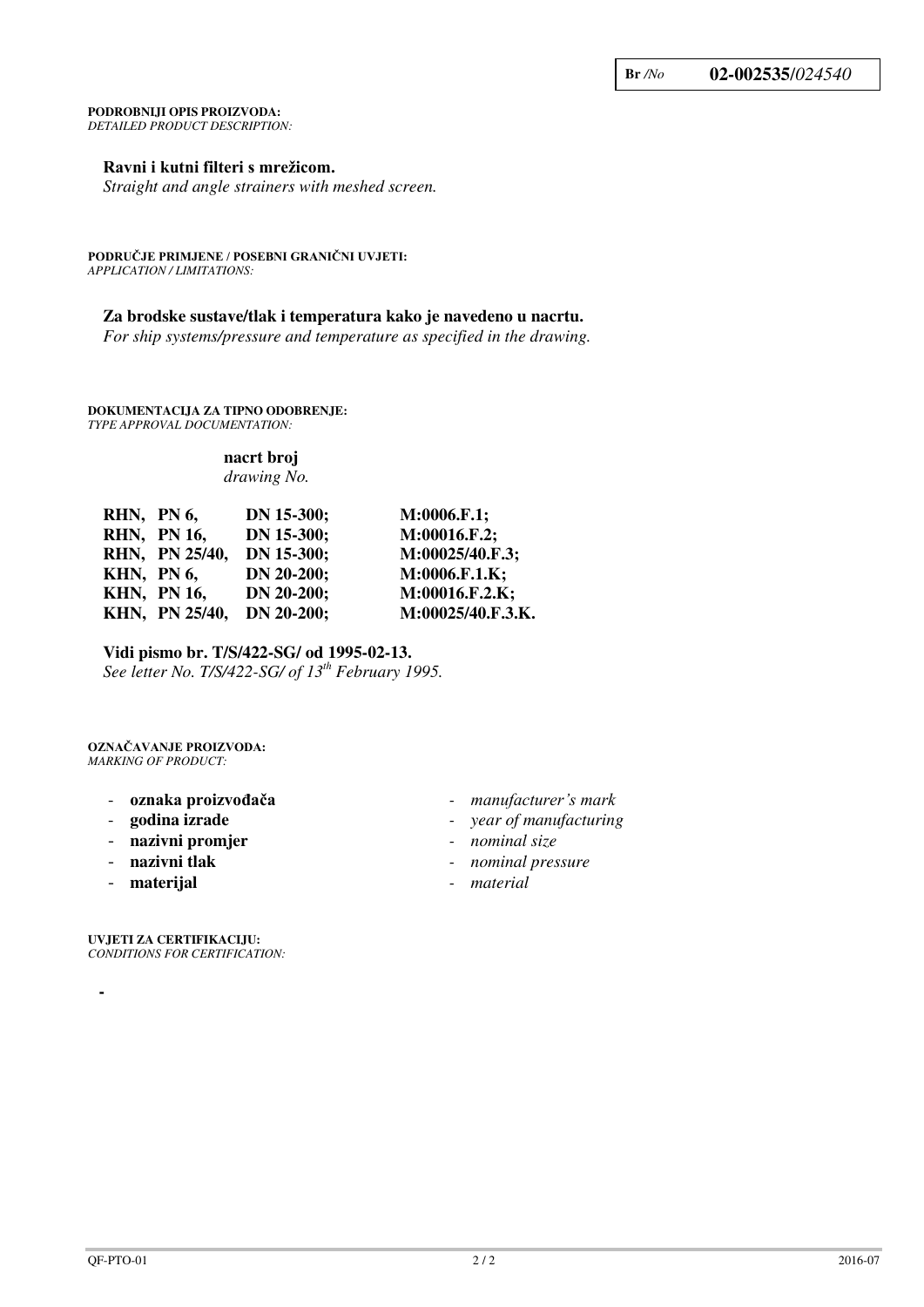**Br** */No* **02-002535/***024540*

**PODROBNIJI OPIS PROIZVODA:**
*DETAILED PRODUCT DESCRIPTION:*

**Ravni i kutni filteri s mrežicom.**
*Straight and angle strainers with meshed screen.*

**PODRUČJE PRIMJENE / POSEBNI GRANIČNI UVJETI:**
*APPLICATION / LIMITATIONS:*

**Za brodske sustave/tlak i temperatura kako je navedeno u nacrtu.**
*For ship systems/pressure and temperature as specified in the drawing.*

**DOKUMENTACIJA ZA TIPNO ODOBRENJE:**
*TYPE APPROVAL DOCUMENTATION:*

| | | | **nacrt broj** *drawing No.* |
|---|---|---|---|
| **RHN,** | **PN 6,** | **DN 15-300;** | **M:0006.F.1;** |
| **RHN,** | **PN 16,** | **DN 15-300;** | **M:00016.F.2;** |
| **RHN,** | **PN 25/40,** | **DN 15-300;** | **M:00025/40.F.3;** |
| **KHN,** | **PN 6,** | **DN 20-200;** | **M:0006.F.1.K;** |
| **KHN,** | **PN 16,** | **DN 20-200;** | **M:00016.F.2.K;** |
| **KHN,** | **PN 25/40,** | **DN 20-200;** | **M:00025/40.F.3.K.** |

**Vidi pismo br. T/S/422-SG/ od 1995-02-13.**
*See letter No. T/S/422-SG/ of 13th February 1995.*

**OZNAČAVANJE PROIZVODA:**
*MARKING OF PRODUCT:*

- **oznaka proizvođača** - *manufacturer's mark*
- **godina izrade** - *year of manufacturing*
- **nazivni promjer** - *nominal size*
- **nazivni tlak** - *nominal pressure*
- **materijal** - *material*

**UVJETI ZA CERTIFIKACIJU:**
*CONDITIONS FOR CERTIFICATION:*

**-**

QF-PTO-01 2016-07